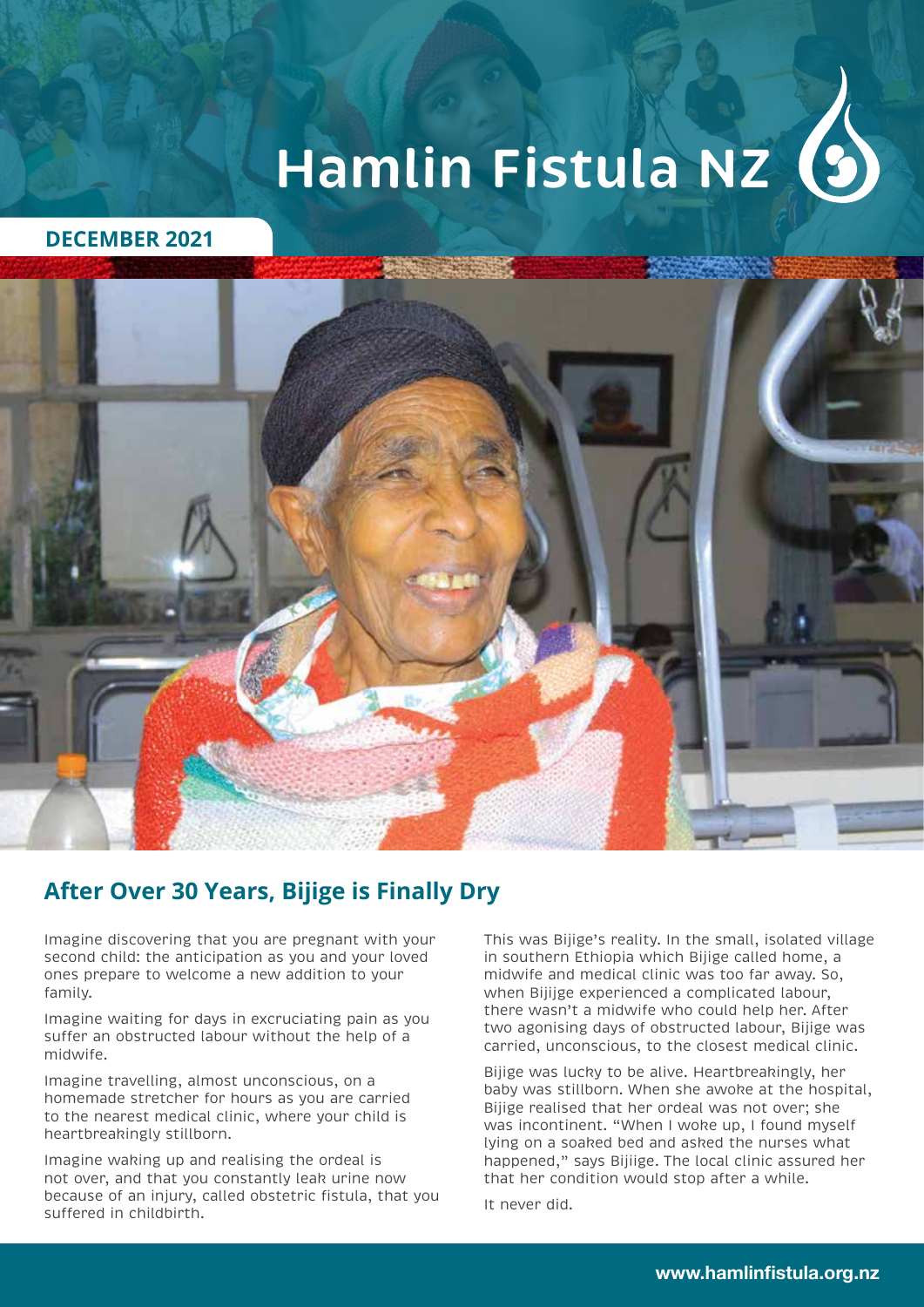# Hamlin Fistula NZ

**DECEMBER 2021**

## After Over 30 Years, Bijige is Finally Dry

Imagine discovering that you are pregnant with your second child: the anticipation as you and your loved ones prepare to welcome a new addition to your family.

Imagine waiting for days in excruciating pain as you suffer an obstructed labour without the help of a midwife.

Imagine travelling, almost unconscious, on a homemade stretcher for hours as you are carried to the nearest medical clinic, where your child is heartbreakingly stillborn.

Imagine waking up and realising the ordeal is not over, and that you constantly leak urine now because of an injury, called obstetric fistula, that you suffered in childbirth.

This was Bijige's reality. In the small, isolated village in southern Ethiopia which Bijige called home, a midwife and medical clinic was too far away. So, when Bijijge experienced a complicated labour, there wasn't a midwife who could help her. After two agonising days of obstructed labour, Bijige was carried, unconscious, to the closest medical clinic.

Bijige was lucky to be alive. Heartbreakingly, her baby was stillborn. When she awoke at the hospital, Bijige realised that her ordeal was not over; she was incontinent. "When I woke up, I found myself lying on a soaked bed and asked the nurses what happened," says Bijiige. The local clinic assured her that her condition would stop after a while.

It never did.

www.hamlinfistula.org.nz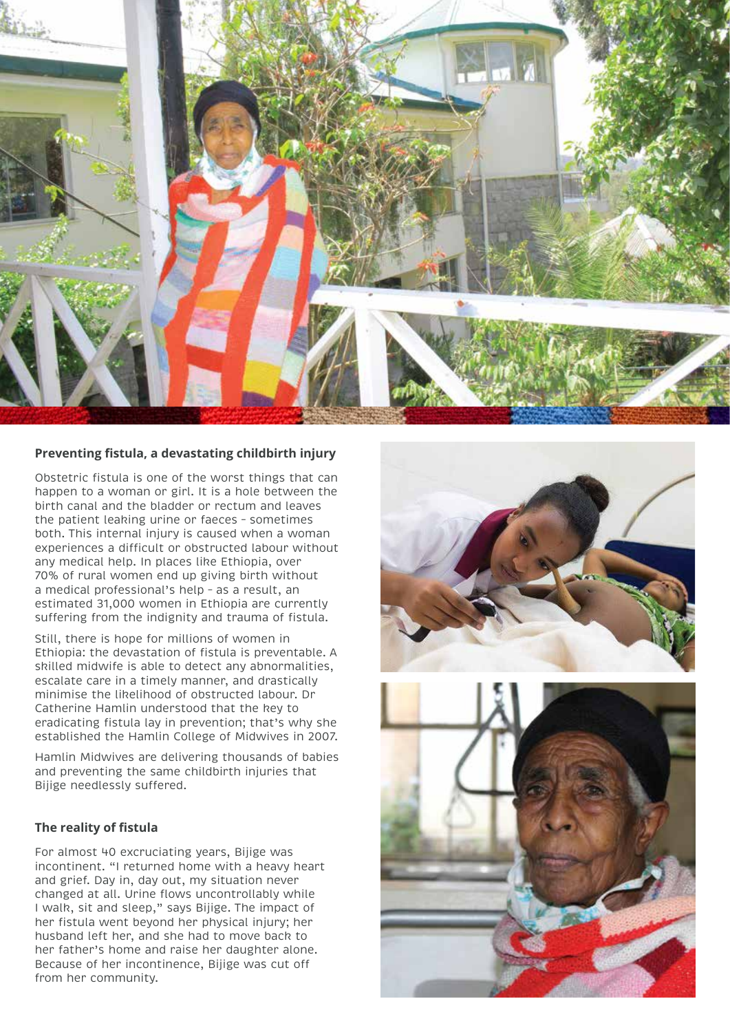## Preventing fistula, a devastating childbirth injury

Obstetric fistula is one of the worst things that can happen to a woman or girl. It is a hole between the birth canal and the bladder or rectum and leaves the patient leaking urine or faeces – sometimes both. This internal injury is caused when a woman experiences a difficult or obstructed labour without any medical help. In places like Ethiopia, over 70% of rural women end up giving birth without a medical professional's help – as a result, an estimated 31,000 women in Ethiopia are currently suffering from the indignity and trauma of fistula.

Still, there is hope for millions of women in Ethiopia: the devastation of fistula is preventable. A skilled midwife is able to detect any abnormalities, escalate care in a timely manner, and drastically minimise the likelihood of obstructed labour. Dr Catherine Hamlin understood that the key to eradicating fistula lay in prevention; that's why she established the Hamlin College of Midwives in 2007.

Hamlin Midwives are delivering thousands of babies and preventing the same childbirth injuries that Bijige needlessly suffered.

## The reality of fistula

For almost 40 excruciating years, Bijige was incontinent. "I returned home with a heavy heart and grief. Day in, day out, my situation never changed at all. Urine flows uncontrollably while I walk, sit and sleep," says Bijige. The impact of her fistula went beyond her physical injury; her husband left her, and she had to move back to her father's home and raise her daughter alone. Because of her incontinence, Bijige was cut off from her community.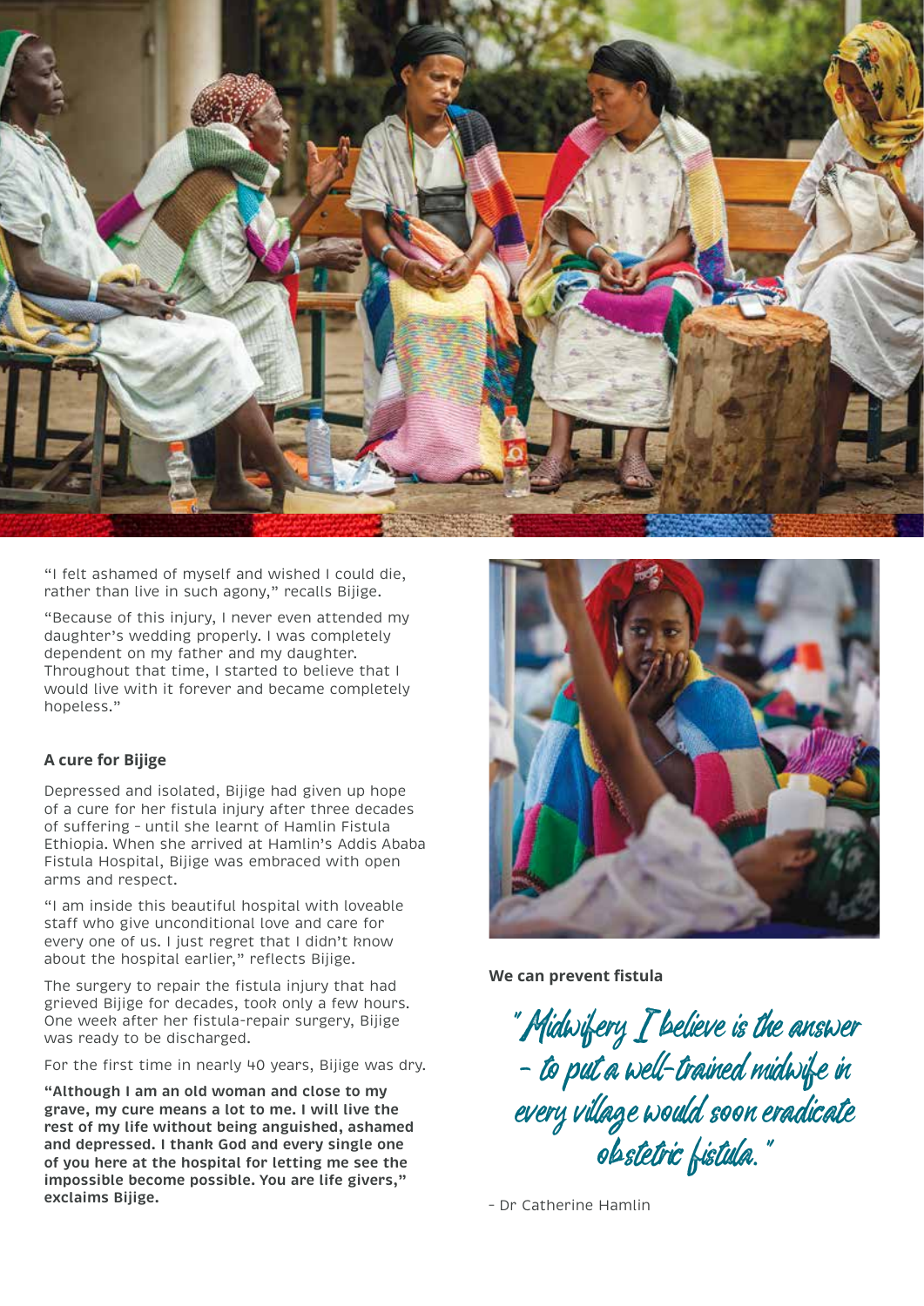"I felt ashamed of myself and wished I could die, rather than live in such agony," recalls Bijige.

"Because of this injury, I never even attended my daughter's wedding properly. I was completely dependent on my father and my daughter. Throughout that time, I started to believe that I would live with it forever and became completely hopeless."

### A cure for Bijige

Depressed and isolated, Bijige had given up hope of a cure for her fistula injury after three decades of suffering – until she learnt of Hamlin Fistula Ethiopia. When she arrived at Hamlin's Addis Ababa Fistula Hospital, Bijige was embraced with open arms and respect.

"I am inside this beautiful hospital with loveable staff who give unconditional love and care for every one of us. I just regret that I didn't know about the hospital earlier," reflects Bijige.

The surgery to repair the fistula injury that had grieved Bijige for decades, took only a few hours. One week after her fistula-repair surgery, Bijige was ready to be discharged.

For the first time in nearly 40 years, Bijige was dry.

**"Although I am an old woman and close to my grave, my cure means a lot to me. I will live the rest of my life without being anguished, ashamed and depressed. I thank God and every single one of you here at the hospital for letting me see the impossible become possible. You are life givers," exclaims Bijige.**

**We can prevent fistula**

*"Midwifery I believe is the answer – to put a well-trained midwife in every village would soon eradicate obstetric fistula."*

– Dr Catherine Hamlin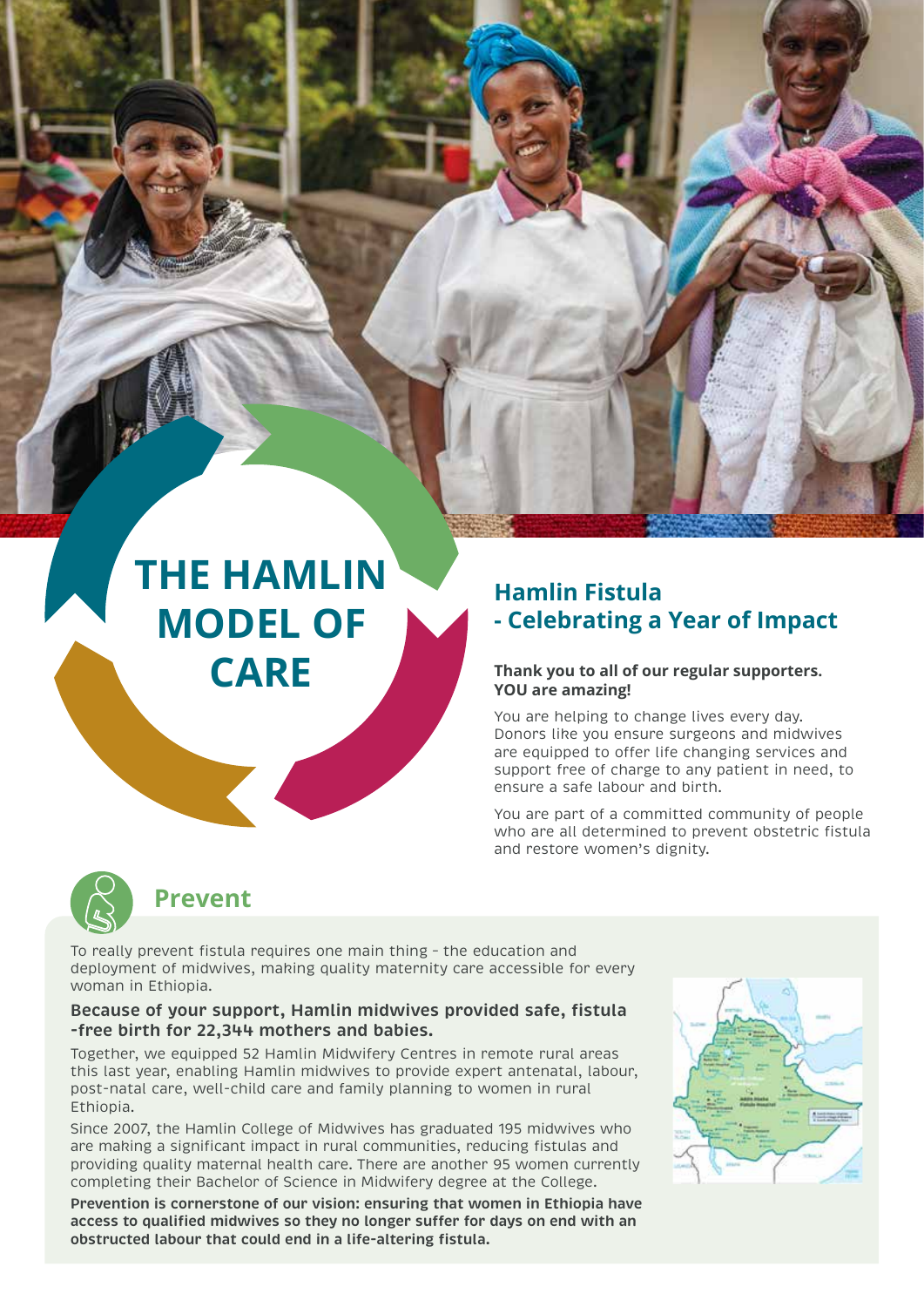# THE HAMLIN MODEL OF CARE

## Hamlin Fistula - Celebrating a Year of Impact

**Thank you to all of our regular supporters. YOU are amazing!**

You are helping to change lives every day. Donors like you ensure surgeons and midwives are equipped to offer life changing services and support free of charge to any patient in need, to ensure a safe labour and birth.

You are part of a committed community of people who are all determined to prevent obstetric fistula and restore women's dignity.

## Prevent

To really prevent fistula requires one main thing - the education and deployment of midwives, making quality maternity care accessible for every woman in Ethiopia.

**Because of your support, Hamlin midwives provided safe, fistula -free birth for 22,344 mothers and babies.**

Together, we equipped 52 Hamlin Midwifery Centres in remote rural areas this last year, enabling Hamlin midwives to provide expert antenatal, labour, post-natal care, well-child care and family planning to women in rural Ethiopia.

Since 2007, the Hamlin College of Midwives has graduated 195 midwives who are making a significant impact in rural communities, reducing fistulas and providing quality maternal health care. There are another 95 women currently completing their Bachelor of Science in Midwifery degree at the College.

**Prevention is cornerstone of our vision: ensuring that women in Ethiopia have access to qualified midwives so they no longer suffer for days on end with an obstructed labour that could end in a life-altering fistula.**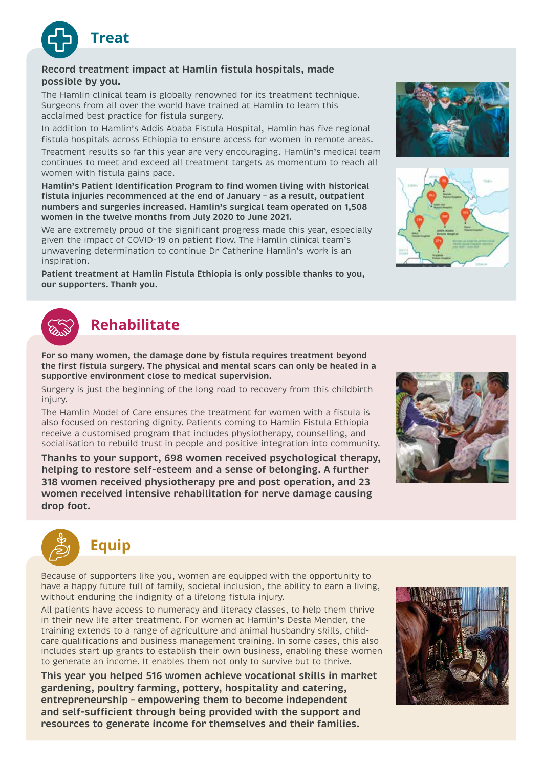## Treat

**Record treatment impact at Hamlin fistula hospitals, made possible by you.**

The Hamlin clinical team is globally renowned for its treatment technique. Surgeons from all over the world have trained at Hamlin to learn this acclaimed best practice for fistula surgery.

In addition to Hamlin's Addis Ababa Fistula Hospital, Hamlin has five regional fistula hospitals across Ethiopia to ensure access for women in remote areas.

Treatment results so far this year are very encouraging. Hamlin's medical team continues to meet and exceed all treatment targets as momentum to reach all women with fistula gains pace.

**Hamlin's Patient Identification Program to find women living with historical fistula injuries recommenced at the end of January – as a result, outpatient numbers and surgeries increased. Hamlin's surgical team operated on 1,508 women in the twelve months from July 2020 to June 2021.**

We are extremely proud of the significant progress made this year, especially given the impact of COVID-19 on patient flow. The Hamlin clinical team's unwavering determination to continue Dr Catherine Hamlin's work is an inspiration.

**Patient treatment at Hamlin Fistula Ethiopia is only possible thanks to you, our supporters. Thank you.**

## Rehabilitate

**For so many women, the damage done by fistula requires treatment beyond the first fistula surgery. The physical and mental scars can only be healed in a supportive environment close to medical supervision.**

Surgery is just the beginning of the long road to recovery from this childbirth injury.

The Hamlin Model of Care ensures the treatment for women with a fistula is also focused on restoring dignity. Patients coming to Hamlin Fistula Ethiopia receive a customised program that includes physiotherapy, counselling, and socialisation to rebuild trust in people and positive integration into community.

**Thanks to your support, 698 women received psychological therapy, helping to restore self-esteem and a sense of belonging. A further 318 women received physiotherapy pre and post operation, and 23 women received intensive rehabilitation for nerve damage causing drop foot.**

## Equip

Because of supporters like you, women are equipped with the opportunity to have a happy future full of family, societal inclusion, the ability to earn a living, without enduring the indignity of a lifelong fistula injury.

All patients have access to numeracy and literacy classes, to help them thrive in their new life after treatment. For women at Hamlin's Desta Mender, the training extends to a range of agriculture and animal husbandry skills, child-care qualifications and business management training. In some cases, this also includes start up grants to establish their own business, enabling these women to generate an income. It enables them not only to survive but to thrive.

**This year you helped 516 women achieve vocational skills in market gardening, poultry farming, pottery, hospitality and catering, entrepreneurship – empowering them to become independent and self-sufficient through being provided with the support and resources to generate income for themselves and their families.**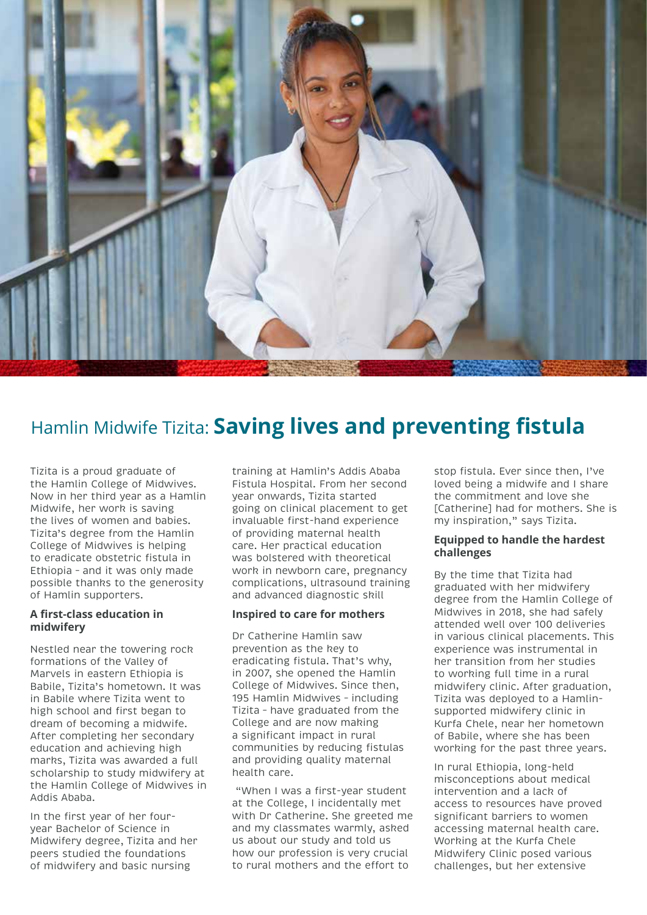# Hamlin Midwife Tizita: **Saving lives and preventing fistula**

Tizita is a proud graduate of the Hamlin College of Midwives. Now in her third year as a Hamlin Midwife, her work is saving the lives of women and babies. Tizita's degree from the Hamlin College of Midwives is helping to eradicate obstetric fistula in Ethiopia – and it was only made possible thanks to the generosity of Hamlin supporters.

### A first-class education in midwifery

Nestled near the towering rock formations of the Valley of Marvels in eastern Ethiopia is Babile, Tizita's hometown. It was in Babile where Tizita went to high school and first began to dream of becoming a midwife. After completing her secondary education and achieving high marks, Tizita was awarded a full scholarship to study midwifery at the Hamlin College of Midwives in Addis Ababa.

In the first year of her four-year Bachelor of Science in Midwifery degree, Tizita and her peers studied the foundations of midwifery and basic nursing training at Hamlin's Addis Ababa Fistula Hospital. From her second year onwards, Tizita started going on clinical placement to get invaluable first-hand experience of providing maternal health care. Her practical education was bolstered with theoretical work in newborn care, pregnancy complications, ultrasound training and advanced diagnostic skill

### Inspired to care for mothers

Dr Catherine Hamlin saw prevention as the key to eradicating fistula. That's why, in 2007, she opened the Hamlin College of Midwives. Since then, 195 Hamlin Midwives – including Tizita – have graduated from the College and are now making a significant impact in rural communities by reducing fistulas and providing quality maternal health care.

"When I was a first-year student at the College, I incidentally met with Dr Catherine. She greeted me and my classmates warmly, asked us about our study and told us how our profession is very crucial to rural mothers and the effort to stop fistula. Ever since then, I've loved being a midwife and I share the commitment and love she [Catherine] had for mothers. She is my inspiration," says Tizita.

### Equipped to handle the hardest challenges

By the time that Tizita had graduated with her midwifery degree from the Hamlin College of Midwives in 2018, she had safely attended well over 100 deliveries in various clinical placements. This experience was instrumental in her transition from her studies to working full time in a rural midwifery clinic. After graduation, Tizita was deployed to a Hamlin-supported midwifery clinic in Kurfa Chele, near her hometown of Babile, where she has been working for the past three years.

In rural Ethiopia, long-held misconceptions about medical intervention and a lack of access to resources have proved significant barriers to women accessing maternal health care. Working at the Kurfa Chele Midwifery Clinic posed various challenges, but her extensive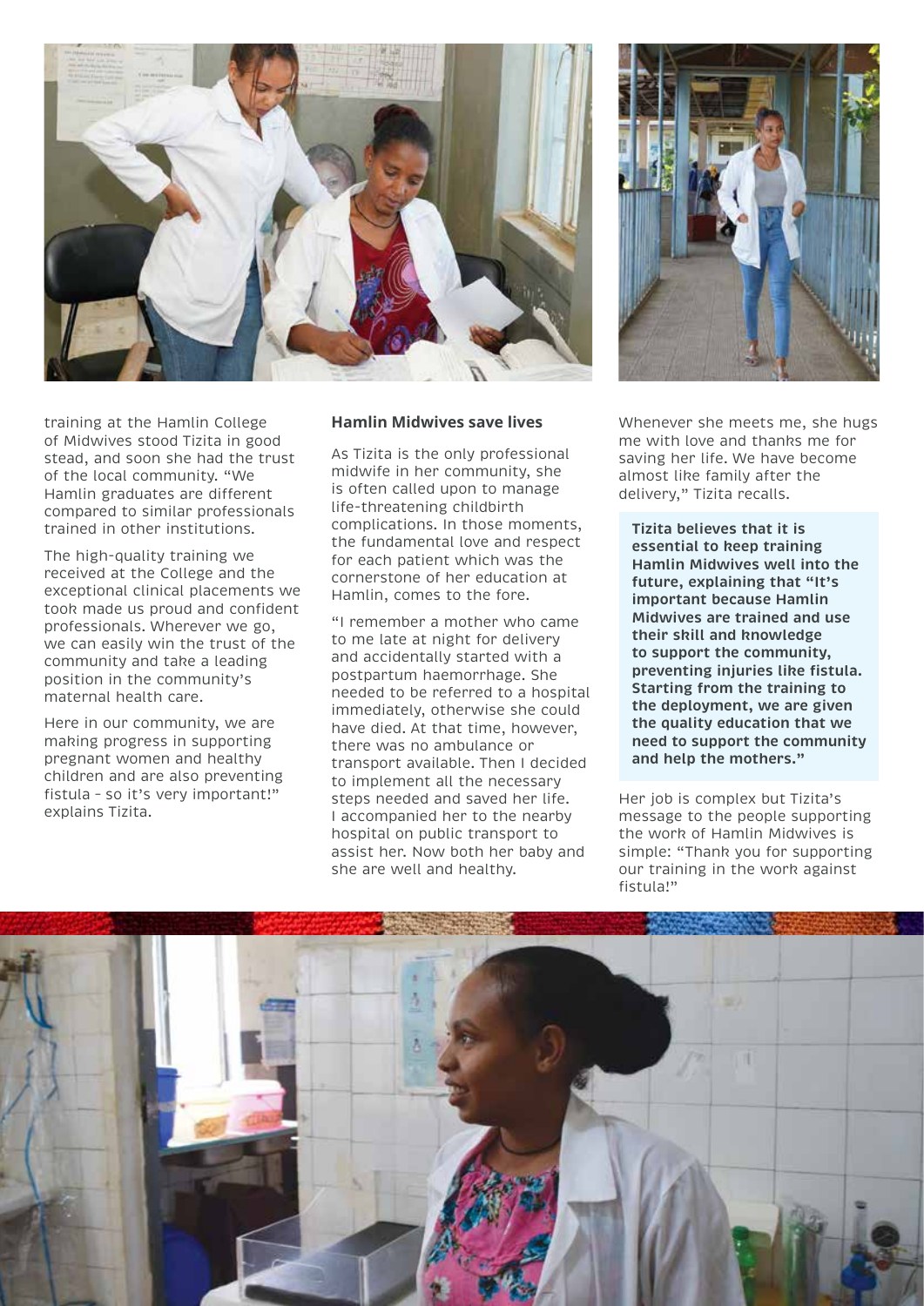training at the Hamlin College of Midwives stood Tizita in good stead, and soon she had the trust of the local community. "We Hamlin graduates are different compared to similar professionals trained in other institutions.

The high-quality training we received at the College and the exceptional clinical placements we took made us proud and confident professionals. Wherever we go, we can easily win the trust of the community and take a leading position in the community's maternal health care.

Here in our community, we are making progress in supporting pregnant women and healthy children and are also preventing fistula – so it's very important!" explains Tizita.

## Hamlin Midwives save lives

As Tizita is the only professional midwife in her community, she is often called upon to manage life-threatening childbirth complications. In those moments, the fundamental love and respect for each patient which was the cornerstone of her education at Hamlin, comes to the fore.

"I remember a mother who came to me late at night for delivery and accidentally started with a postpartum haemorrhage. She needed to be referred to a hospital immediately, otherwise she could have died. At that time, however, there was no ambulance or transport available. Then I decided to implement all the necessary steps needed and saved her life. I accompanied her to the nearby hospital on public transport to assist her. Now both her baby and she are well and healthy.

Whenever she meets me, she hugs me with love and thanks me for saving her life. We have become almost like family after the delivery," Tizita recalls.

**Tizita believes that it is essential to keep training Hamlin Midwives well into the future, explaining that "It's important because Hamlin Midwives are trained and use their skill and knowledge to support the community, preventing injuries like fistula. Starting from the training to the deployment, we are given the quality education that we need to support the community and help the mothers."**

Her job is complex but Tizita's message to the people supporting the work of Hamlin Midwives is simple: "Thank you for supporting our training in the work against fistula!"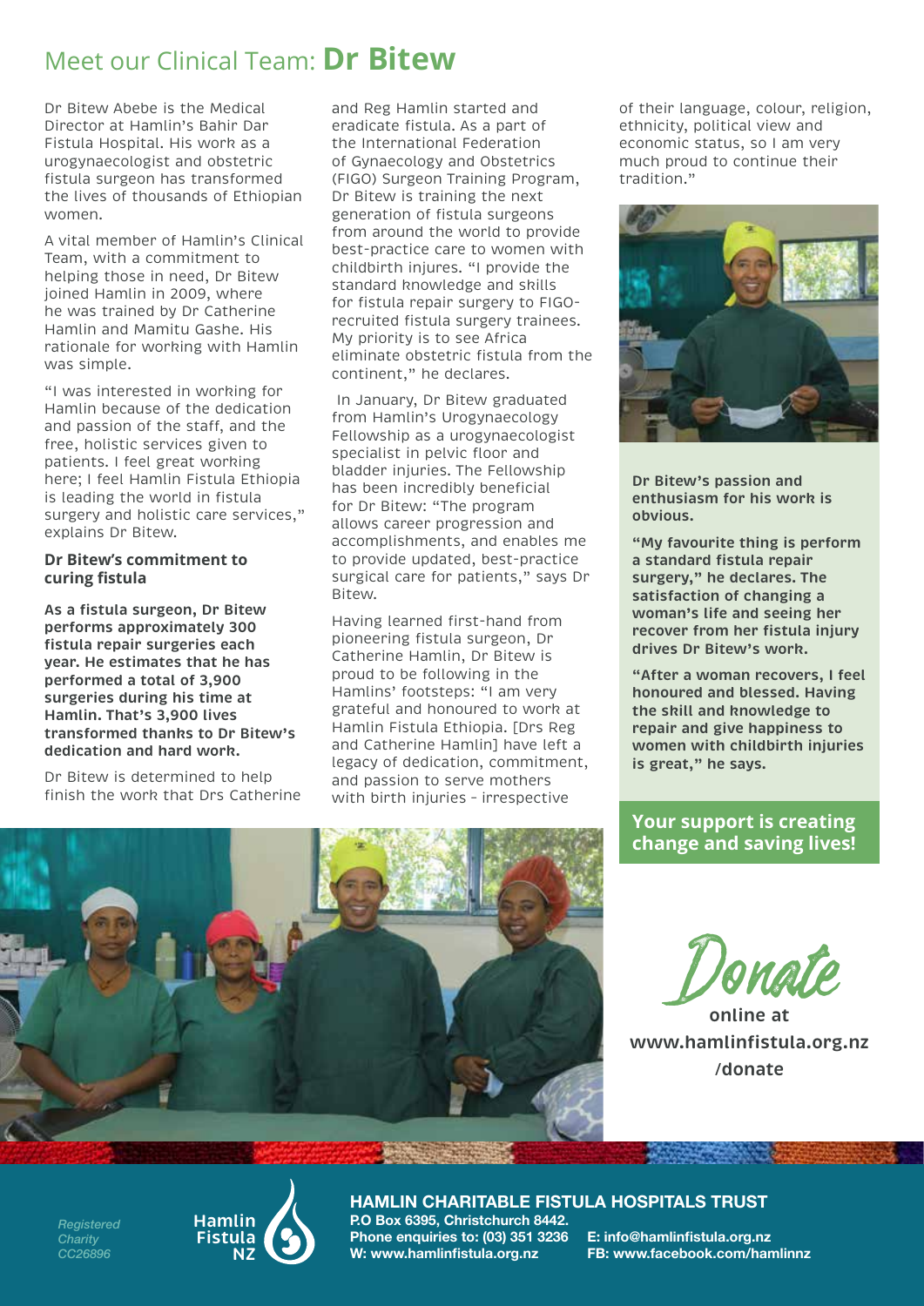# Meet our Clinical Team: **Dr Bitew**

Dr Bitew Abebe is the Medical Director at Hamlin's Bahir Dar Fistula Hospital. His work as a urogynaecologist and obstetric fistula surgeon has transformed the lives of thousands of Ethiopian women.

A vital member of Hamlin's Clinical Team, with a commitment to helping those in need, Dr Bitew joined Hamlin in 2009, where he was trained by Dr Catherine Hamlin and Mamitu Gashe. His rationale for working with Hamlin was simple.

"I was interested in working for Hamlin because of the dedication and passion of the staff, and the free, holistic services given to patients. I feel great working here; I feel Hamlin Fistula Ethiopia is leading the world in fistula surgery and holistic care services," explains Dr Bitew.

### Dr Bitew's commitment to curing fistula

**As a fistula surgeon, Dr Bitew performs approximately 300 fistula repair surgeries each year. He estimates that he has performed a total of 3,900 surgeries during his time at Hamlin. That's 3,900 lives transformed thanks to Dr Bitew's dedication and hard work.**

Dr Bitew is determined to help finish the work that Drs Catherine and Reg Hamlin started and eradicate fistula. As a part of the International Federation of Gynaecology and Obstetrics (FIGO) Surgeon Training Program, Dr Bitew is training the next generation of fistula surgeons from around the world to provide best-practice care to women with childbirth injures. "I provide the standard knowledge and skills for fistula repair surgery to FIGO-recruited fistula surgery trainees. My priority is to see Africa eliminate obstetric fistula from the continent," he declares.

In January, Dr Bitew graduated from Hamlin's Urogynaecology Fellowship as a urogynaecologist specialist in pelvic floor and bladder injuries. The Fellowship has been incredibly beneficial for Dr Bitew: "The program allows career progression and accomplishments, and enables me to provide updated, best-practice surgical care for patients," says Dr Bitew.

Having learned first-hand from pioneering fistula surgeon, Dr Catherine Hamlin, Dr Bitew is proud to be following in the Hamlins' footsteps: "I am very grateful and honoured to work at Hamlin Fistula Ethiopia. [Drs Reg and Catherine Hamlin] have left a legacy of dedication, commitment, and passion to serve mothers with birth injuries - irrespective of their language, colour, religion, ethnicity, political view and economic status, so I am very much proud to continue their tradition."

**Dr Bitew's passion and enthusiasm for his work is obvious.**

**"My favourite thing is perform a standard fistula repair surgery," he declares. The satisfaction of changing a woman's life and seeing her recover from her fistula injury drives Dr Bitew's work.**

**"After a woman recovers, I feel honoured and blessed. Having the skill and knowledge to repair and give happiness to women with childbirth injuries is great," he says.**

**Your support is creating change and saving lives!**

*Donate*
**online at www.hamlinfistula.org.nz/donate**

*Registered Charity CC26896*

Hamlin Fistula NZ

**HAMLIN CHARITABLE FISTULA HOSPITALS TRUST**
**P.O Box 6395, Christchurch 8442.**
**Phone enquiries to: (03) 351 3236**
**W: www.hamlinfistula.org.nz**
**E: info@hamlinfistula.org.nz**
**FB: www.facebook.com/hamlinnz**